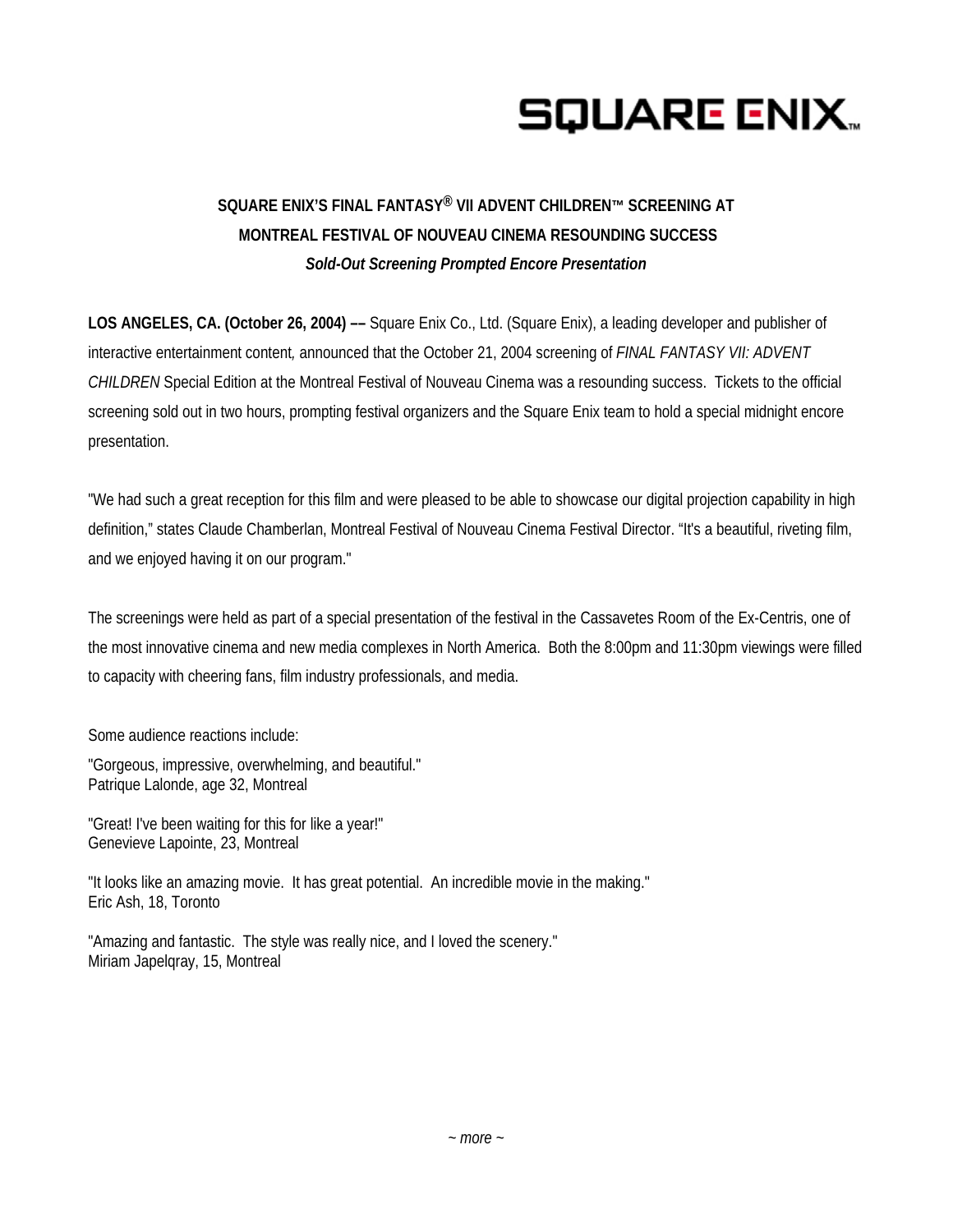SQUARE ENIX™

# SQUARE ENIX'S FINAL FANTASY® VII ADVENT CHILDREN™ SCREENING AT MONTREAL FESTIVAL OF NOUVEAU CINEMA RESOUNDING SUCCESS

***Sold-Out Screening Prompted Encore Presentation***

**LOS ANGELES, CA. (October 26, 2004) ––** Square Enix Co., Ltd. (Square Enix), a leading developer and publisher of interactive entertainment content, announced that the October 21, 2004 screening of *FINAL FANTASY VII: ADVENT CHILDREN* Special Edition at the Montreal Festival of Nouveau Cinema was a resounding success. Tickets to the official screening sold out in two hours, prompting festival organizers and the Square Enix team to hold a special midnight encore presentation.

"We had such a great reception for this film and were pleased to be able to showcase our digital projection capability in high definition," states Claude Chamberlan, Montreal Festival of Nouveau Cinema Festival Director. "It's a beautiful, riveting film, and we enjoyed having it on our program."

The screenings were held as part of a special presentation of the festival in the Cassavetes Room of the Ex-Centris, one of the most innovative cinema and new media complexes in North America. Both the 8:00pm and 11:30pm viewings were filled to capacity with cheering fans, film industry professionals, and media.

Some audience reactions include:

"Gorgeous, impressive, overwhelming, and beautiful."
Patrique Lalonde, age 32, Montreal

"Great! I've been waiting for this for like a year!"
Genevieve Lapointe, 23, Montreal

"It looks like an amazing movie. It has great potential. An incredible movie in the making."
Eric Ash, 18, Toronto

"Amazing and fantastic. The style was really nice, and I loved the scenery."
Miriam Japelqray, 15, Montreal

*~ more ~*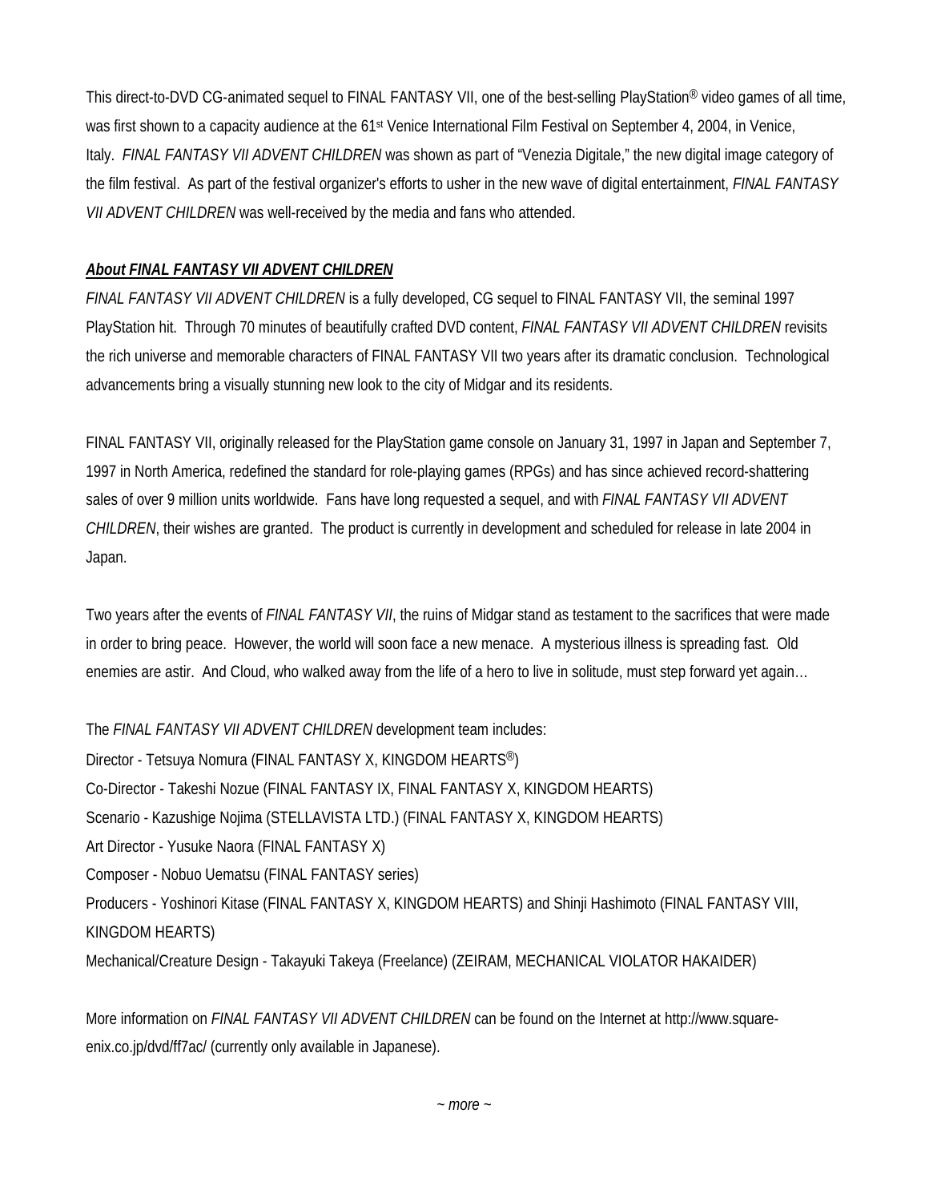This direct-to-DVD CG-animated sequel to FINAL FANTASY VII, one of the best-selling PlayStation® video games of all time, was first shown to a capacity audience at the 61st Venice International Film Festival on September 4, 2004, in Venice, Italy. *FINAL FANTASY VII ADVENT CHILDREN* was shown as part of "Venezia Digitale," the new digital image category of the film festival. As part of the festival organizer's efforts to usher in the new wave of digital entertainment, *FINAL FANTASY VII ADVENT CHILDREN* was well-received by the media and fans who attended.

***About FINAL FANTASY VII ADVENT CHILDREN***

*FINAL FANTASY VII ADVENT CHILDREN* is a fully developed, CG sequel to FINAL FANTASY VII, the seminal 1997 PlayStation hit. Through 70 minutes of beautifully crafted DVD content, *FINAL FANTASY VII ADVENT CHILDREN* revisits the rich universe and memorable characters of FINAL FANTASY VII two years after its dramatic conclusion. Technological advancements bring a visually stunning new look to the city of Midgar and its residents.

FINAL FANTASY VII, originally released for the PlayStation game console on January 31, 1997 in Japan and September 7, 1997 in North America, redefined the standard for role-playing games (RPGs) and has since achieved record-shattering sales of over 9 million units worldwide. Fans have long requested a sequel, and with *FINAL FANTASY VII ADVENT CHILDREN*, their wishes are granted. The product is currently in development and scheduled for release in late 2004 in Japan.

Two years after the events of *FINAL FANTASY VII*, the ruins of Midgar stand as testament to the sacrifices that were made in order to bring peace. However, the world will soon face a new menace. A mysterious illness is spreading fast. Old enemies are astir. And Cloud, who walked away from the life of a hero to live in solitude, must step forward yet again…

The *FINAL FANTASY VII ADVENT CHILDREN* development team includes:
Director - Tetsuya Nomura (FINAL FANTASY X, KINGDOM HEARTS®)
Co-Director - Takeshi Nozue (FINAL FANTASY IX, FINAL FANTASY X, KINGDOM HEARTS)
Scenario - Kazushige Nojima (STELLAVISTA LTD.) (FINAL FANTASY X, KINGDOM HEARTS)
Art Director - Yusuke Naora (FINAL FANTASY X)
Composer - Nobuo Uematsu (FINAL FANTASY series)
Producers - Yoshinori Kitase (FINAL FANTASY X, KINGDOM HEARTS) and Shinji Hashimoto (FINAL FANTASY VIII, KINGDOM HEARTS)
Mechanical/Creature Design - Takayuki Takeya (Freelance) (ZEIRAM, MECHANICAL VIOLATOR HAKAIDER)

More information on *FINAL FANTASY VII ADVENT CHILDREN* can be found on the Internet at http://www.square-enix.co.jp/dvd/ff7ac/ (currently only available in Japanese).

*~ more ~*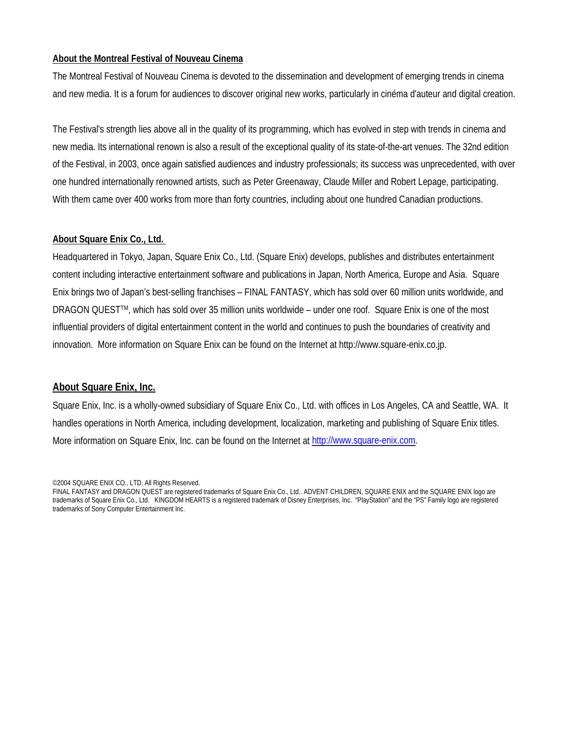## About the Montreal Festival of Nouveau Cinema

The Montreal Festival of Nouveau Cinema is devoted to the dissemination and development of emerging trends in cinema and new media. It is a forum for audiences to discover original new works, particularly in cinéma d'auteur and digital creation.

The Festival's strength lies above all in the quality of its programming, which has evolved in step with trends in cinema and new media. Its international renown is also a result of the exceptional quality of its state-of-the-art venues. The 32nd edition of the Festival, in 2003, once again satisfied audiences and industry professionals; its success was unprecedented, with over one hundred internationally renowned artists, such as Peter Greenaway, Claude Miller and Robert Lepage, participating. With them came over 400 works from more than forty countries, including about one hundred Canadian productions.

## About Square Enix Co., Ltd.

Headquartered in Tokyo, Japan, Square Enix Co., Ltd. (Square Enix) develops, publishes and distributes entertainment content including interactive entertainment software and publications in Japan, North America, Europe and Asia. Square Enix brings two of Japan's best-selling franchises – FINAL FANTASY, which has sold over 60 million units worldwide, and DRAGON QUEST™, which has sold over 35 million units worldwide – under one roof. Square Enix is one of the most influential providers of digital entertainment content in the world and continues to push the boundaries of creativity and innovation. More information on Square Enix can be found on the Internet at http://www.square-enix.co.jp.

## About Square Enix, Inc.

Square Enix, Inc. is a wholly-owned subsidiary of Square Enix Co., Ltd. with offices in Los Angeles, CA and Seattle, WA. It handles operations in North America, including development, localization, marketing and publishing of Square Enix titles. More information on Square Enix, Inc. can be found on the Internet at http://www.square-enix.com.

©2004 SQUARE ENIX CO., LTD. All Rights Reserved.
FINAL FANTASY and DRAGON QUEST are registered trademarks of Square Enix Co., Ltd.. ADVENT CHILDREN, SQUARE ENIX and the SQUARE ENIX logo are trademarks of Square Enix Co., Ltd. KINGDOM HEARTS is a registered trademark of Disney Enterprises, Inc. "PlayStation" and the "PS" Family logo are registered trademarks of Sony Computer Entertainment Inc.